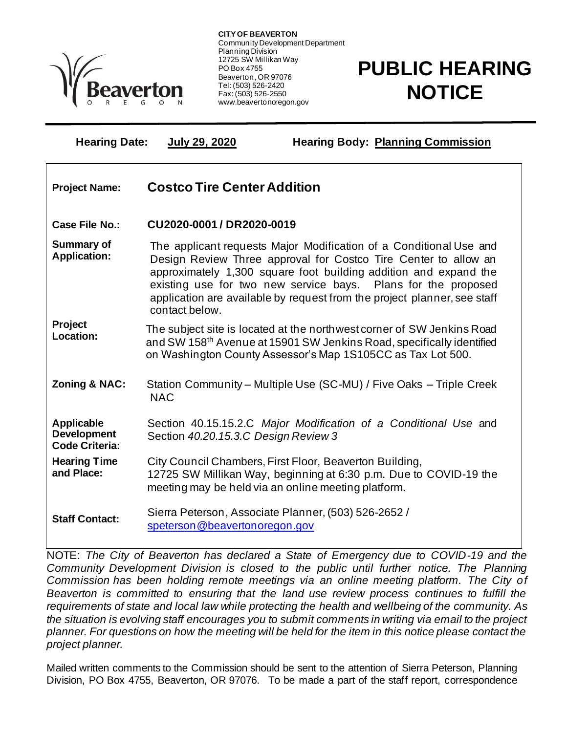**CITY OF BEAVERTON**
Community Development Department
Planning Division
12725 SW Millikan Way
PO Box 4755
Beaverton, OR 97076
Tel: (503) 526-2420
Fax: (503) 526-2550
www.beavertonoregon.gov

# PUBLIC HEARING NOTICE

**Hearing Date:** **July 29, 2020** **Hearing Body:** **Planning Commission**

| | |
|---|---|
| **Project Name:** | **Costco Tire Center Addition** |
| **Case File No.:** | **CU2020-0001 / DR2020-0019** |
| **Summary of Application:** | The applicant requests Major Modification of a Conditional Use and Design Review Three approval for Costco Tire Center to allow an approximately 1,300 square foot building addition and expand the existing use for two new service bays. Plans for the proposed application are available by request from the project planner, see staff contact below. |
| **Project Location:** | The subject site is located at the northwest corner of SW Jenkins Road and SW 158th Avenue at 15901 SW Jenkins Road, specifically identified on Washington County Assessor's Map 1S105CC as Tax Lot 500. |
| **Zoning & NAC:** | Station Community – Multiple Use (SC-MU) / Five Oaks – Triple Creek NAC |
| **Applicable Development Code Criteria:** | Section 40.15.15.2.C *Major Modification of a Conditional Use* and Section *40.20.15.3.C Design Review 3* |
| **Hearing Time and Place:** | City Council Chambers, First Floor, Beaverton Building, 12725 SW Millikan Way, beginning at 6:30 p.m. Due to COVID-19 the meeting may be held via an online meeting platform. |
| **Staff Contact:** | Sierra Peterson, Associate Planner, (503) 526-2652 / speterson@beavertonoregon.gov |

NOTE: *The City of Beaverton has declared a State of Emergency due to COVID-19 and the Community Development Division is closed to the public until further notice. The Planning Commission has been holding remote meetings via an online meeting platform. The City of Beaverton is committed to ensuring that the land use review process continues to fulfill the requirements of state and local law while protecting the health and wellbeing of the community. As the situation is evolving staff encourages you to submit comments in writing via email to the project planner. For questions on how the meeting will be held for the item in this notice please contact the project planner.*

Mailed written comments to the Commission should be sent to the attention of Sierra Peterson, Planning Division, PO Box 4755, Beaverton, OR 97076. To be made a part of the staff report, correspondence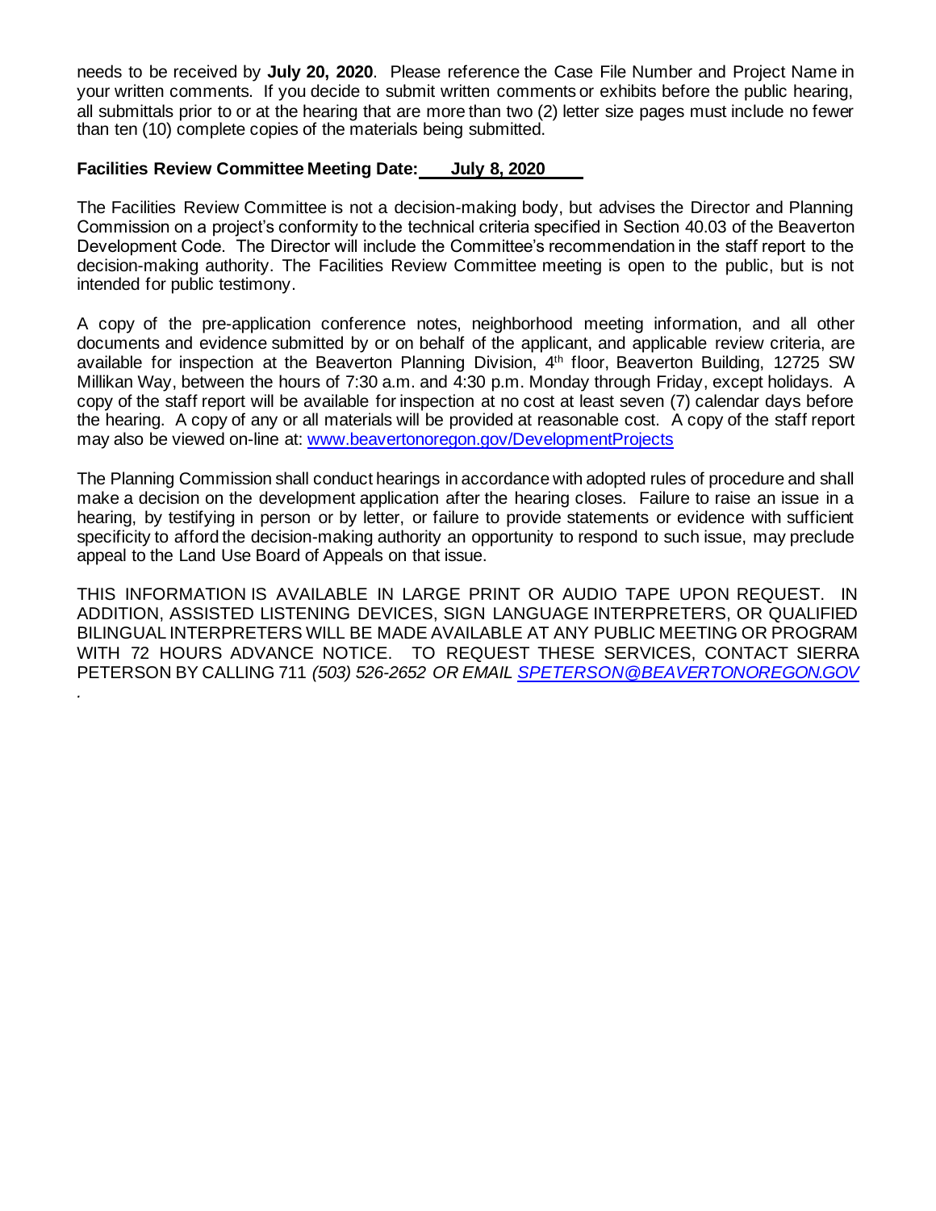needs to be received by **July 20, 2020**. Please reference the Case File Number and Project Name in your written comments. If you decide to submit written comments or exhibits before the public hearing, all submittals prior to or at the hearing that are more than two (2) letter size pages must include no fewer than ten (10) complete copies of the materials being submitted.

**Facilities Review Committee Meeting Date: July 8, 2020**

The Facilities Review Committee is not a decision-making body, but advises the Director and Planning Commission on a project's conformity to the technical criteria specified in Section 40.03 of the Beaverton Development Code. The Director will include the Committee's recommendation in the staff report to the decision-making authority. The Facilities Review Committee meeting is open to the public, but is not intended for public testimony.

A copy of the pre-application conference notes, neighborhood meeting information, and all other documents and evidence submitted by or on behalf of the applicant, and applicable review criteria, are available for inspection at the Beaverton Planning Division, 4th floor, Beaverton Building, 12725 SW Millikan Way, between the hours of 7:30 a.m. and 4:30 p.m. Monday through Friday, except holidays. A copy of the staff report will be available for inspection at no cost at least seven (7) calendar days before the hearing. A copy of any or all materials will be provided at reasonable cost. A copy of the staff report may also be viewed on-line at: www.beavertonoregon.gov/DevelopmentProjects

The Planning Commission shall conduct hearings in accordance with adopted rules of procedure and shall make a decision on the development application after the hearing closes. Failure to raise an issue in a hearing, by testifying in person or by letter, or failure to provide statements or evidence with sufficient specificity to afford the decision-making authority an opportunity to respond to such issue, may preclude appeal to the Land Use Board of Appeals on that issue.

THIS INFORMATION IS AVAILABLE IN LARGE PRINT OR AUDIO TAPE UPON REQUEST. IN ADDITION, ASSISTED LISTENING DEVICES, SIGN LANGUAGE INTERPRETERS, OR QUALIFIED BILINGUAL INTERPRETERS WILL BE MADE AVAILABLE AT ANY PUBLIC MEETING OR PROGRAM WITH 72 HOURS ADVANCE NOTICE. TO REQUEST THESE SERVICES, CONTACT SIERRA PETERSON BY CALLING 711 *(503) 526-2652 OR EMAIL SPETERSON@BEAVERTONOREGON.GOV*.